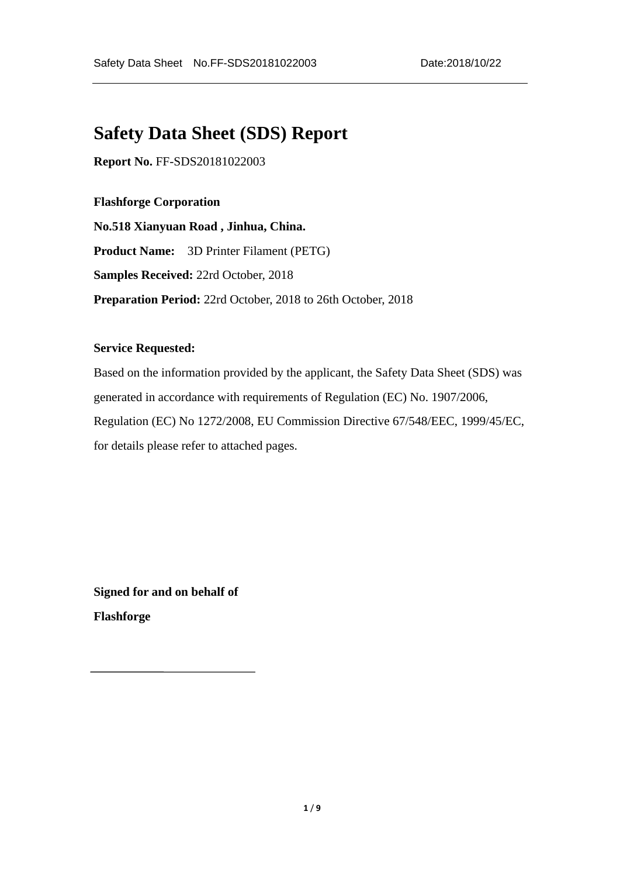# Safety Data Sheet (SDS) Report

**Report No.** FF-SDS20181022003

**Flashforge Corporation**

**No.518 Xianyuan Road , Jinhua, China.**

**Product Name:** 3D Printer Filament (PETG)

**Samples Received:** 22rd October, 2018

**Preparation Period:** 22rd October, 2018 to 26th October, 2018

**Service Requested:**

Based on the information provided by the applicant, the Safety Data Sheet (SDS) was generated in accordance with requirements of Regulation (EC) No. 1907/2006, Regulation (EC) No 1272/2008, EU Commission Directive 67/548/EEC, 1999/45/EC, for details please refer to attached pages.

**Signed for and on behalf of**

**Flashforge**

\_\_\_\_\_\_\_\_\_\_\_\_\_\_\_\_\_\_\_\_\_\_\_\_\_\_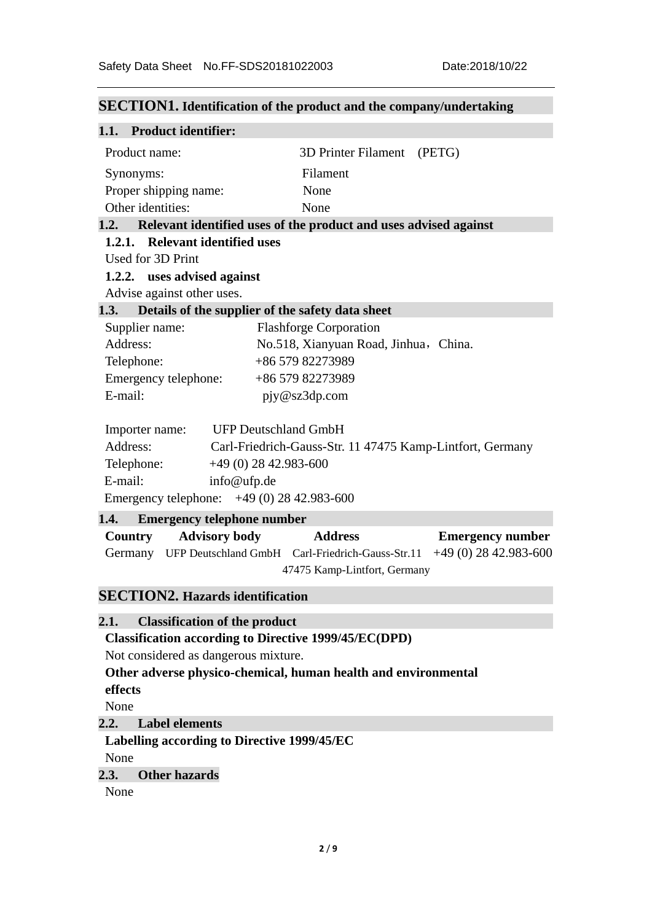## SECTION1. Identification of the product and the company/undertaking

### 1.1. Product identifier:

Product name: 3D Printer Filament (PETG)

Synonyms: Filament

Proper shipping name: None

Other identities: None

### 1.2. Relevant identified uses of the product and uses advised against

#### 1.2.1. Relevant identified uses

Used for 3D Print

#### 1.2.2. uses advised against

Advise against other uses.

### 1.3. Details of the supplier of the safety data sheet

Supplier name: Flashforge Corporation

Address: No.518, Xianyuan Road, Jinhua，China.

Telephone: +86 579 82273989

Emergency telephone: +86 579 82273989

E-mail: pjy@sz3dp.com

Importer name: UFP Deutschland GmbH

Address: Carl-Friedrich-Gauss-Str. 11 47475 Kamp-Lintfort, Germany

Telephone: +49 (0) 28 42.983-600

E-mail: info@ufp.de

Emergency telephone: +49 (0) 28 42.983-600

### 1.4. Emergency telephone number

| Country | Advisory body | Address | Emergency number |
|---|---|---|---|
| Germany | UFP Deutschland GmbH | Carl-Friedrich-Gauss-Str.11 47475 Kamp-Lintfort, Germany | +49 (0) 28 42.983-600 |

## SECTION2. Hazards identification

### 2.1. Classification of the product

**Classification according to Directive 1999/45/EC(DPD)**

Not considered as dangerous mixture.

**Other adverse physico-chemical, human health and environmental effects**

None

### 2.2. Label elements

**Labelling according to Directive 1999/45/EC**

None

### 2.3. Other hazards

None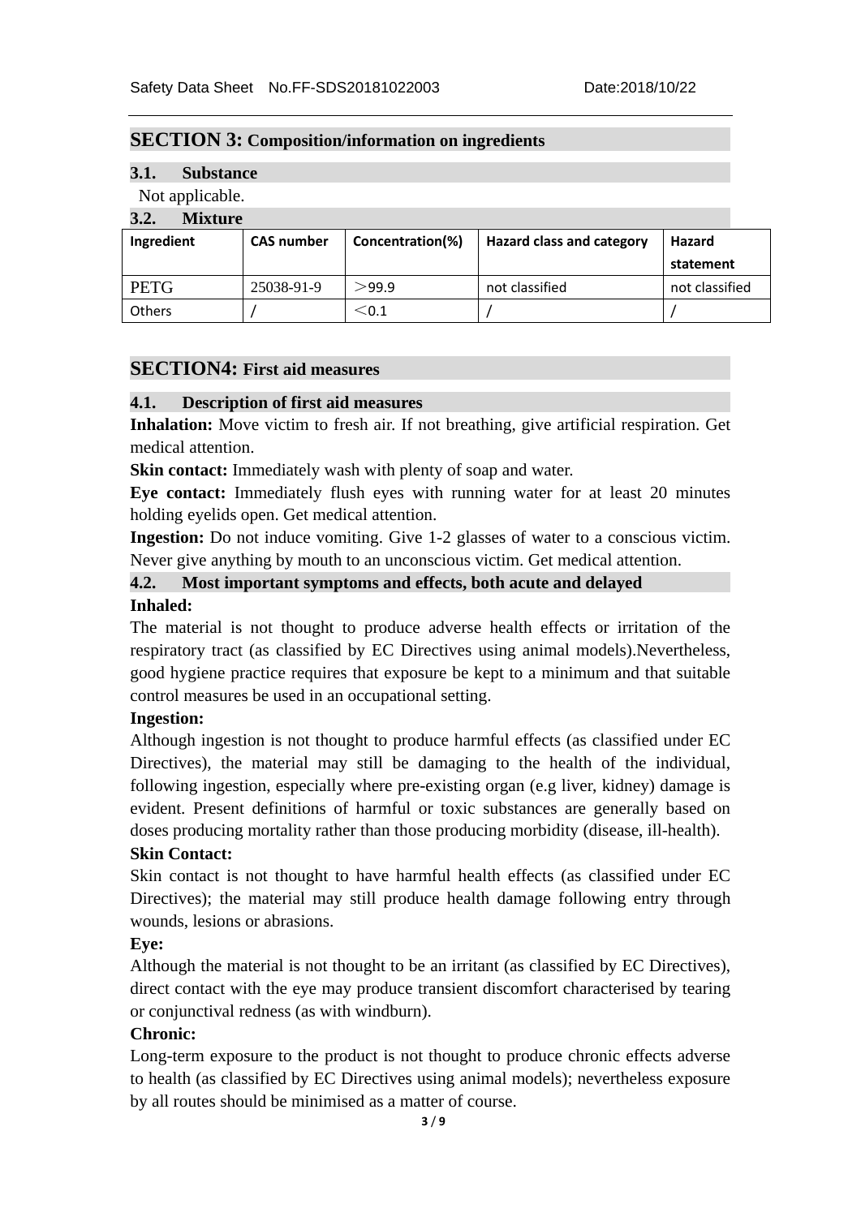## SECTION 3: Composition/information on ingredients

### 3.1. Substance

Not applicable.

### 3.2. Mixture

| Ingredient | CAS number | Concentration(%) | Hazard class and category | Hazard statement |
|---|---|---|---|---|
| PETG | 25038-91-9 | ＞99.9 | not classified | not classified |
| Others | / | ＜0.1 | / | / |

## SECTION4: First aid measures

### 4.1. Description of first aid measures

**Inhalation:** Move victim to fresh air. If not breathing, give artificial respiration. Get medical attention.

**Skin contact:** Immediately wash with plenty of soap and water.

**Eye contact:** Immediately flush eyes with running water for at least 20 minutes holding eyelids open. Get medical attention.

**Ingestion:** Do not induce vomiting. Give 1-2 glasses of water to a conscious victim. Never give anything by mouth to an unconscious victim. Get medical attention.

### 4.2. Most important symptoms and effects, both acute and delayed

**Inhaled:**

The material is not thought to produce adverse health effects or irritation of the respiratory tract (as classified by EC Directives using animal models).Nevertheless, good hygiene practice requires that exposure be kept to a minimum and that suitable control measures be used in an occupational setting.

**Ingestion:**

Although ingestion is not thought to produce harmful effects (as classified under EC Directives), the material may still be damaging to the health of the individual, following ingestion, especially where pre-existing organ (e.g liver, kidney) damage is evident. Present definitions of harmful or toxic substances are generally based on doses producing mortality rather than those producing morbidity (disease, ill-health).

**Skin Contact:**

Skin contact is not thought to have harmful health effects (as classified under EC Directives); the material may still produce health damage following entry through wounds, lesions or abrasions.

**Eye:**

Although the material is not thought to be an irritant (as classified by EC Directives), direct contact with the eye may produce transient discomfort characterised by tearing or conjunctival redness (as with windburn).

**Chronic:**

Long-term exposure to the product is not thought to produce chronic effects adverse to health (as classified by EC Directives using animal models); nevertheless exposure by all routes should be minimised as a matter of course.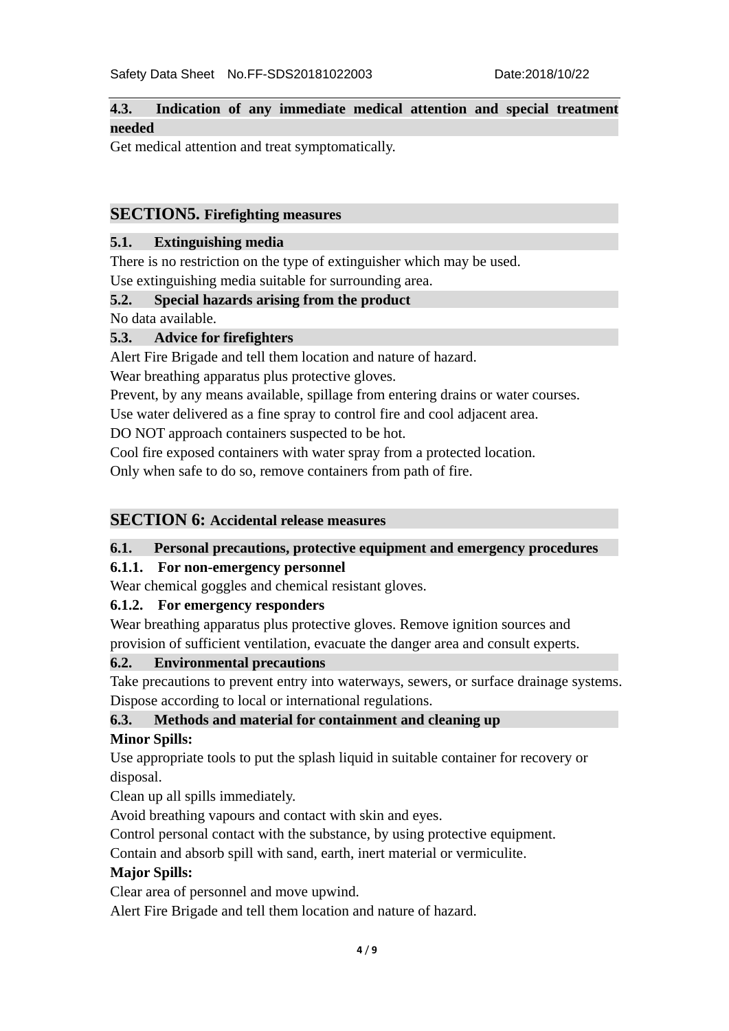### 4.3. Indication of any immediate medical attention and special treatment needed

Get medical attention and treat symptomatically.

## SECTION5. Firefighting measures

### 5.1. Extinguishing media

There is no restriction on the type of extinguisher which may be used.
Use extinguishing media suitable for surrounding area.

### 5.2. Special hazards arising from the product

No data available.

### 5.3. Advice for firefighters

Alert Fire Brigade and tell them location and nature of hazard.
Wear breathing apparatus plus protective gloves.
Prevent, by any means available, spillage from entering drains or water courses.
Use water delivered as a fine spray to control fire and cool adjacent area.
DO NOT approach containers suspected to be hot.
Cool fire exposed containers with water spray from a protected location.
Only when safe to do so, remove containers from path of fire.

## SECTION 6: Accidental release measures

### 6.1. Personal precautions, protective equipment and emergency procedures

#### 6.1.1. For non-emergency personnel

Wear chemical goggles and chemical resistant gloves.

#### 6.1.2. For emergency responders

Wear breathing apparatus plus protective gloves. Remove ignition sources and provision of sufficient ventilation, evacuate the danger area and consult experts.

### 6.2. Environmental precautions

Take precautions to prevent entry into waterways, sewers, or surface drainage systems.
Dispose according to local or international regulations.

### 6.3. Methods and material for containment and cleaning up

**Minor Spills:**

Use appropriate tools to put the splash liquid in suitable container for recovery or disposal.
Clean up all spills immediately.
Avoid breathing vapours and contact with skin and eyes.
Control personal contact with the substance, by using protective equipment.
Contain and absorb spill with sand, earth, inert material or vermiculite.

**Major Spills:**

Clear area of personnel and move upwind.
Alert Fire Brigade and tell them location and nature of hazard.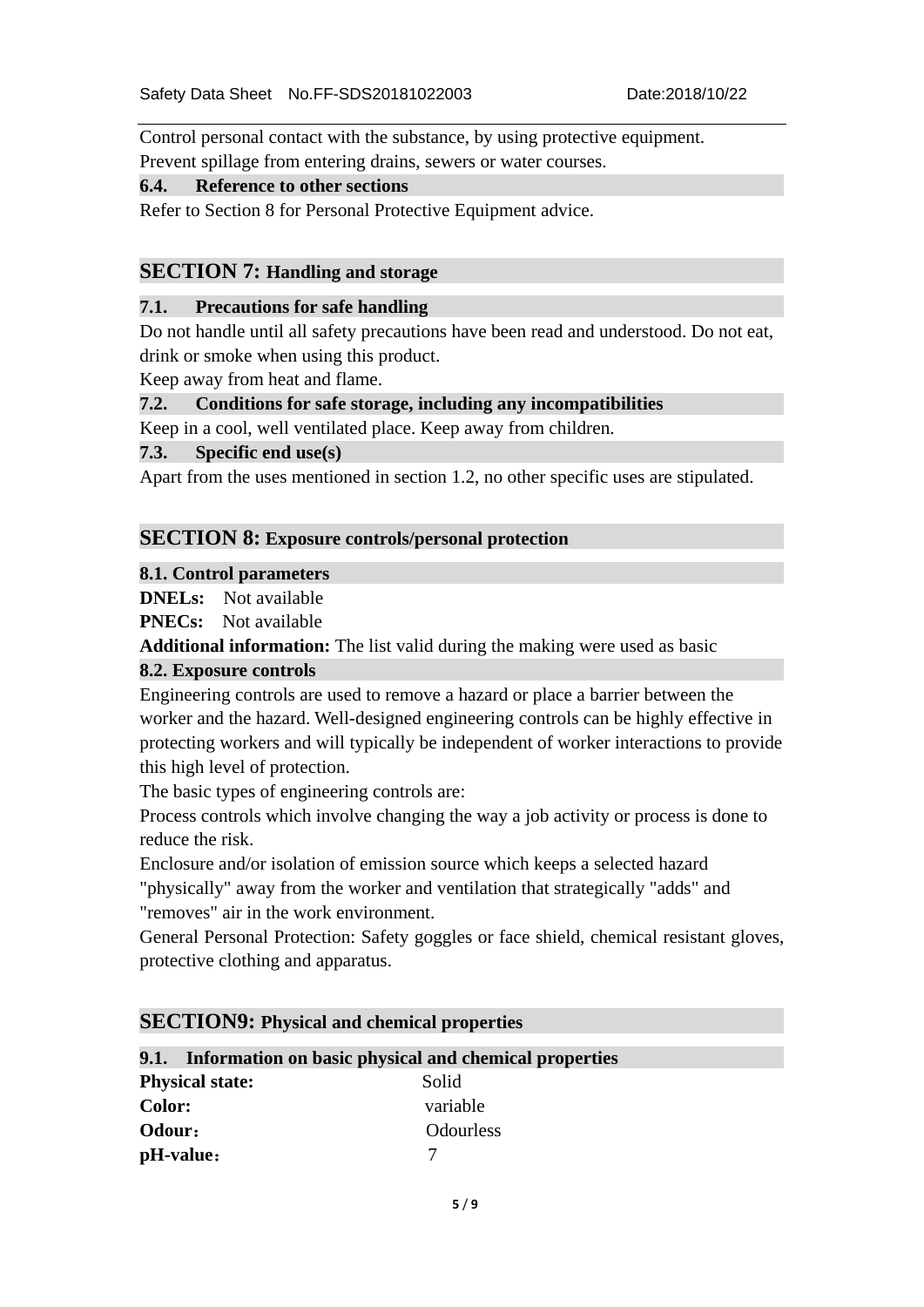Control personal contact with the substance, by using protective equipment.
Prevent spillage from entering drains, sewers or water courses.

### 6.4. Reference to other sections

Refer to Section 8 for Personal Protective Equipment advice.

## SECTION 7: Handling and storage

### 7.1. Precautions for safe handling

Do not handle until all safety precautions have been read and understood. Do not eat, drink or smoke when using this product.
Keep away from heat and flame.

### 7.2. Conditions for safe storage, including any incompatibilities

Keep in a cool, well ventilated place. Keep away from children.

### 7.3. Specific end use(s)

Apart from the uses mentioned in section 1.2, no other specific uses are stipulated.

## SECTION 8: Exposure controls/personal protection

### 8.1. Control parameters

**DNELs:** Not available

**PNECs:** Not available

**Additional information:** The list valid during the making were used as basic

### 8.2. Exposure controls

Engineering controls are used to remove a hazard or place a barrier between the worker and the hazard. Well-designed engineering controls can be highly effective in protecting workers and will typically be independent of worker interactions to provide this high level of protection.
The basic types of engineering controls are:
Process controls which involve changing the way a job activity or process is done to reduce the risk.
Enclosure and/or isolation of emission source which keeps a selected hazard "physically" away from the worker and ventilation that strategically "adds" and "removes" air in the work environment.
General Personal Protection: Safety goggles or face shield, chemical resistant gloves, protective clothing and apparatus.

## SECTION9: Physical and chemical properties

### 9.1. Information on basic physical and chemical properties

| | |
|---|---|
| **Physical state:** | Solid |
| **Color:** | variable |
| **Odour：** | Odourless |
| **pH-value：** | 7 |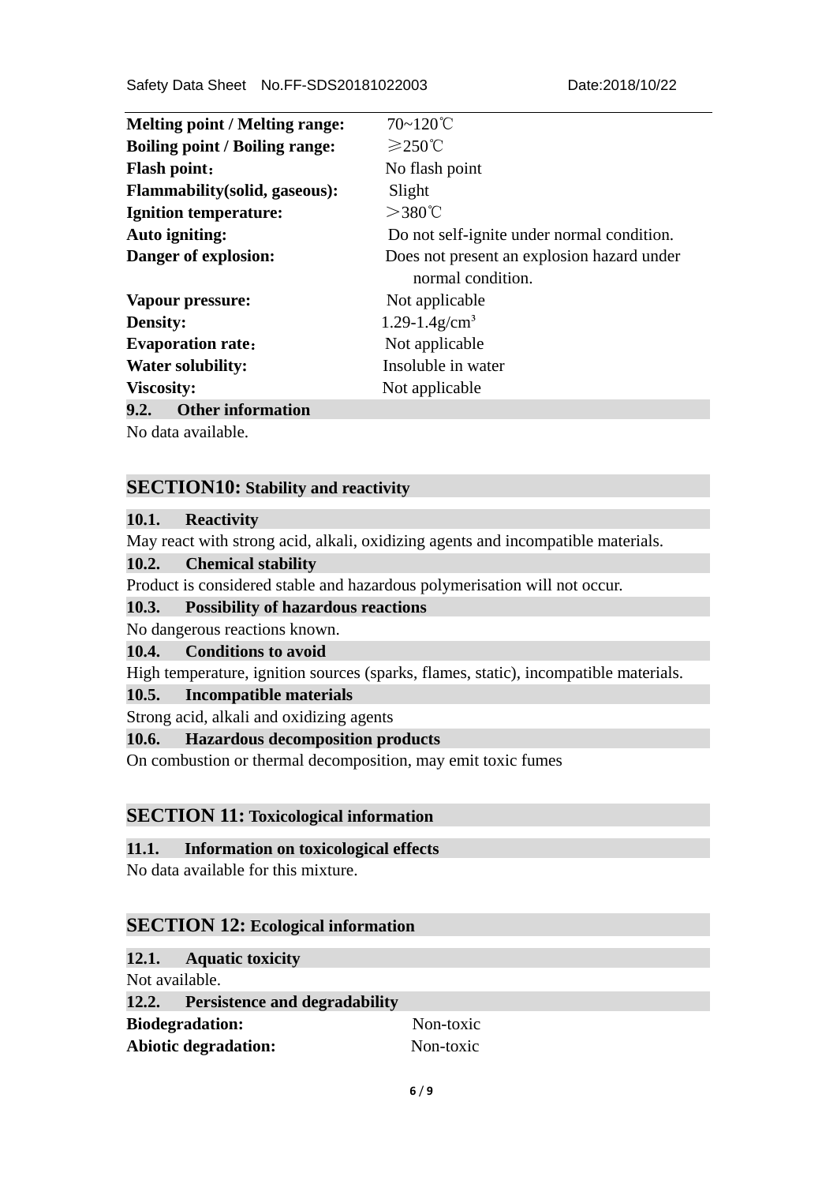| | |
|---|---|
| **Melting point / Melting range:** | 70~120℃ |
| **Boiling point / Boiling range:** | ≥250℃ |
| **Flash point：** | No flash point |
| **Flammability(solid, gaseous):** | Slight |
| **Ignition temperature:** | ＞380℃ |
| **Auto igniting:** | Do not self-ignite under normal condition. |
| **Danger of explosion:** | Does not present an explosion hazard under normal condition. |
| **Vapour pressure:** | Not applicable |
| **Density:** | 1.29-1.4g/$cm^3$ |
| **Evaporation rate：** | Not applicable |
| **Water solubility:** | Insoluble in water |
| **Viscosity:** | Not applicable |

### 9.2. Other information

No data available.

## SECTION10: Stability and reactivity

### 10.1. Reactivity

May react with strong acid, alkali, oxidizing agents and incompatible materials.

### 10.2. Chemical stability

Product is considered stable and hazardous polymerisation will not occur.

### 10.3. Possibility of hazardous reactions

No dangerous reactions known.

### 10.4. Conditions to avoid

High temperature, ignition sources (sparks, flames, static), incompatible materials.

### 10.5. Incompatible materials

Strong acid, alkali and oxidizing agents

### 10.6. Hazardous decomposition products

On combustion or thermal decomposition, may emit toxic fumes

## SECTION 11: Toxicological information

### 11.1. Information on toxicological effects

No data available for this mixture.

## SECTION 12: Ecological information

### 12.1. Aquatic toxicity

Not available.

### 12.2. Persistence and degradability

| | |
|---|---|
| **Biodegradation:** | Non-toxic |
| **Abiotic degradation:** | Non-toxic |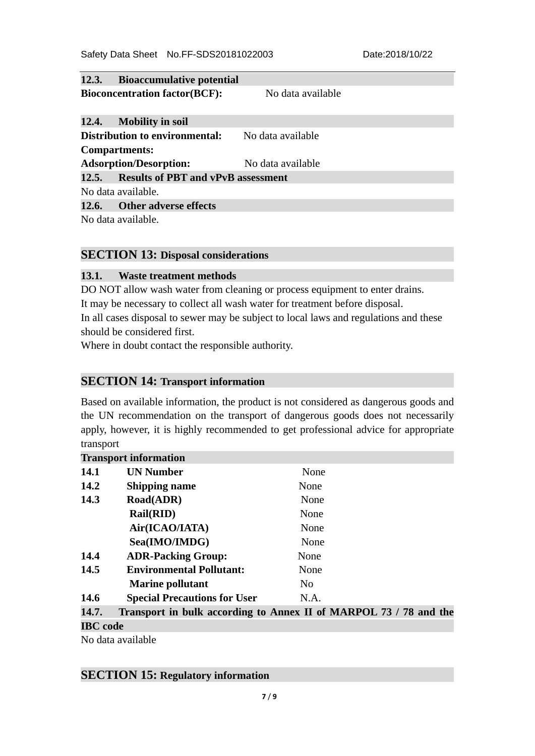### 12.3. Bioaccumulative potential

**Bioconcentration factor(BCF):** No data available

### 12.4. Mobility in soil

**Distribution to environmental: Compartments:** No data available

**Adsorption/Desorption:** No data available

### 12.5. Results of PBT and vPvB assessment

No data available.

### 12.6. Other adverse effects

No data available.

## SECTION 13: Disposal considerations

### 13.1. Waste treatment methods

DO NOT allow wash water from cleaning or process equipment to enter drains.
It may be necessary to collect all wash water for treatment before disposal.
In all cases disposal to sewer may be subject to local laws and regulations and these should be considered first.
Where in doubt contact the responsible authority.

## SECTION 14: Transport information

Based on available information, the product is not considered as dangerous goods and the UN recommendation on the transport of dangerous goods does not necessarily apply, however, it is highly recommended to get professional advice for appropriate transport

| Transport information | | |
|---|---|---|
| **14.1** | **UN Number** | None |
| **14.2** | **Shipping name** | None |
| **14.3** | **Road(ADR)** | None |
| | **Rail(RID)** | None |
| | **Air(ICAO/IATA)** | None |
| | **Sea(IMO/IMDG)** | None |
| **14.4** | **ADR-Packing Group:** | None |
| **14.5** | **Environmental Pollutant:** | None |
| | **Marine pollutant** | No |
| **14.6** | **Special Precautions for User** | N.A. |

### 14.7. Transport in bulk according to Annex II of MARPOL 73 / 78 and the IBC code

No data available

## SECTION 15: Regulatory information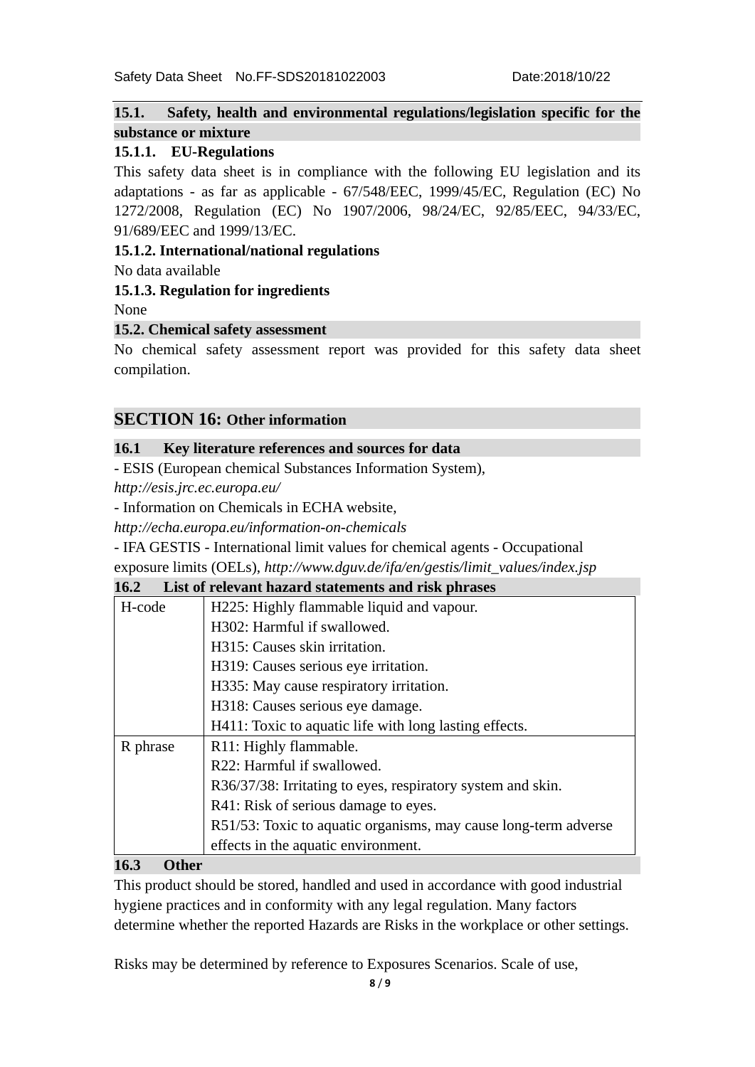### 15.1. Safety, health and environmental regulations/legislation specific for the substance or mixture

#### 15.1.1. EU-Regulations

This safety data sheet is in compliance with the following EU legislation and its adaptations - as far as applicable - 67/548/EEC, 1999/45/EC, Regulation (EC) No 1272/2008, Regulation (EC) No 1907/2006, 98/24/EC, 92/85/EEC, 94/33/EC, 91/689/EEC and 1999/13/EC.

#### 15.1.2. International/national regulations

No data available

#### 15.1.3. Regulation for ingredients

None

### 15.2. Chemical safety assessment

No chemical safety assessment report was provided for this safety data sheet compilation.

## SECTION 16: Other information

### 16.1 Key literature references and sources for data

- ESIS (European chemical Substances Information System), *http://esis.jrc.ec.europa.eu/*
- Information on Chemicals in ECHA website, *http://echa.europa.eu/information-on-chemicals*
- IFA GESTIS - International limit values for chemical agents - Occupational exposure limits (OELs), *http://www.dguv.de/ifa/en/gestis/limit_values/index.jsp*

### 16.2 List of relevant hazard statements and risk phrases

| | |
|---|---|
| H-code | H225: Highly flammable liquid and vapour.<br>H302: Harmful if swallowed.<br>H315: Causes skin irritation.<br>H319: Causes serious eye irritation.<br>H335: May cause respiratory irritation.<br>H318: Causes serious eye damage.<br>H411: Toxic to aquatic life with long lasting effects. |
| R phrase | R11: Highly flammable.<br>R22: Harmful if swallowed.<br>R36/37/38: Irritating to eyes, respiratory system and skin.<br>R41: Risk of serious damage to eyes.<br>R51/53: Toxic to aquatic organisms, may cause long-term adverse effects in the aquatic environment. |

### 16.3 Other

This product should be stored, handled and used in accordance with good industrial hygiene practices and in conformity with any legal regulation. Many factors determine whether the reported Hazards are Risks in the workplace or other settings.

Risks may be determined by reference to Exposures Scenarios. Scale of use,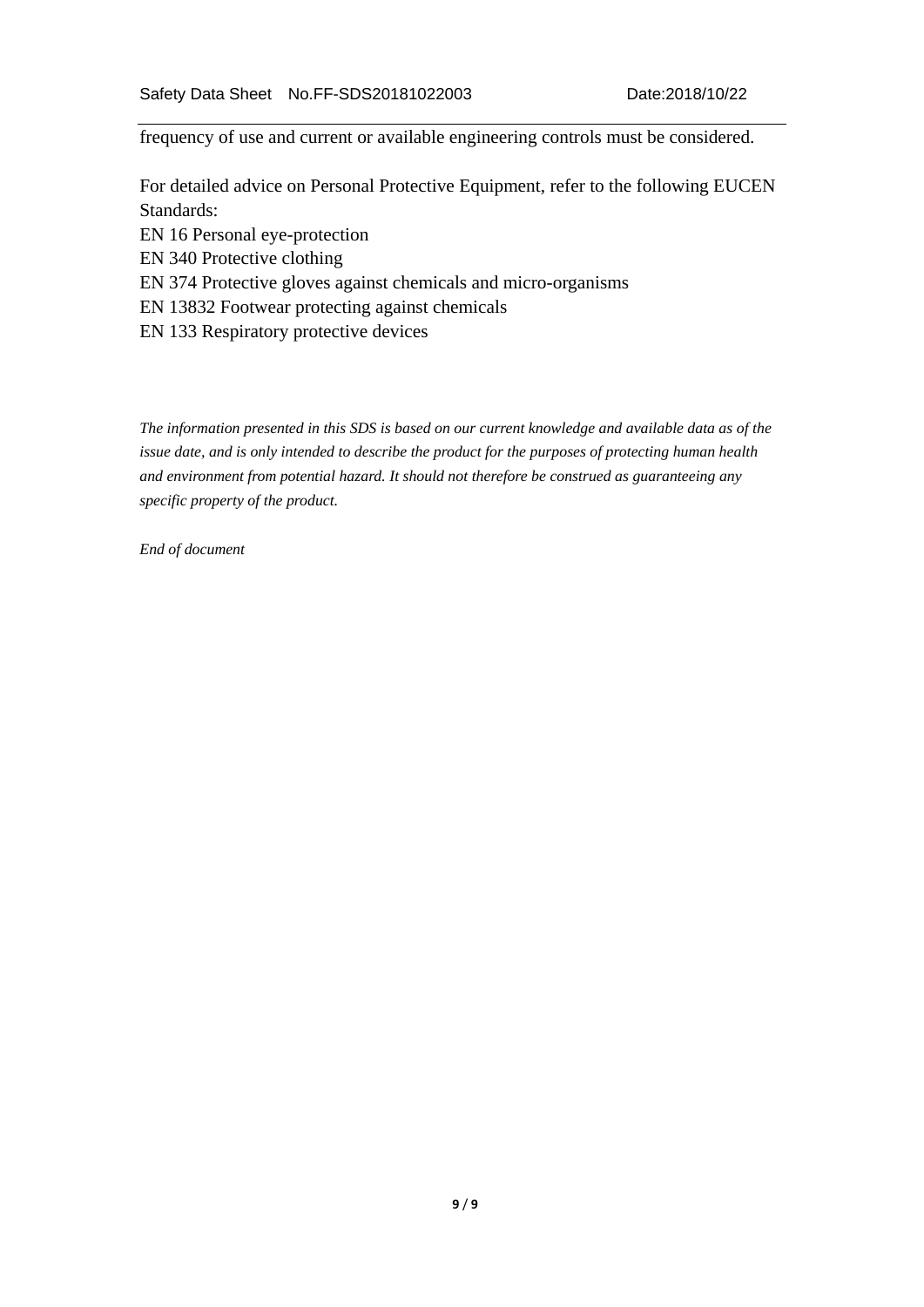frequency of use and current or available engineering controls must be considered.

For detailed advice on Personal Protective Equipment, refer to the following EUCEN Standards:

EN 16 Personal eye-protection
EN 340 Protective clothing
EN 374 Protective gloves against chemicals and micro-organisms
EN 13832 Footwear protecting against chemicals
EN 133 Respiratory protective devices

*The information presented in this SDS is based on our current knowledge and available data as of the issue date, and is only intended to describe the product for the purposes of protecting human health and environment from potential hazard. It should not therefore be construed as guaranteeing any specific property of the product.*

*End of document*